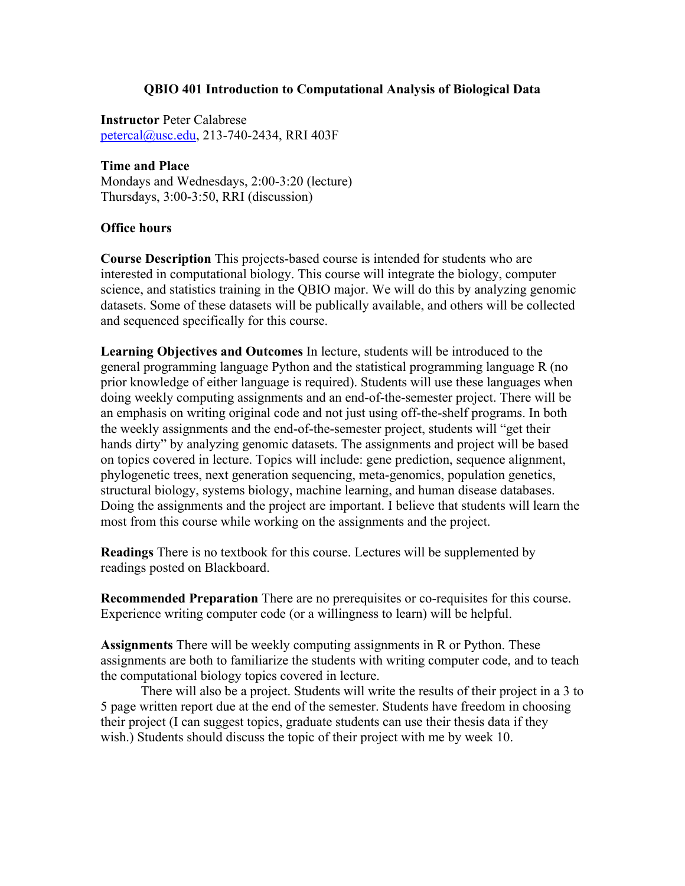# QBIO 401 Introduction to Computational Analysis of Biological Data

**Instructor** Peter Calabrese
petercal@usc.edu, 213-740-2434, RRI 403F

**Time and Place**
Mondays and Wednesdays, 2:00-3:20 (lecture)
Thursdays, 3:00-3:50, RRI (discussion)

**Office hours**

**Course Description** This projects-based course is intended for students who are interested in computational biology. This course will integrate the biology, computer science, and statistics training in the QBIO major. We will do this by analyzing genomic datasets. Some of these datasets will be publically available, and others will be collected and sequenced specifically for this course.

**Learning Objectives and Outcomes** In lecture, students will be introduced to the general programming language Python and the statistical programming language R (no prior knowledge of either language is required). Students will use these languages when doing weekly computing assignments and an end-of-the-semester project. There will be an emphasis on writing original code and not just using off-the-shelf programs. In both the weekly assignments and the end-of-the-semester project, students will "get their hands dirty" by analyzing genomic datasets. The assignments and project will be based on topics covered in lecture. Topics will include: gene prediction, sequence alignment, phylogenetic trees, next generation sequencing, meta-genomics, population genetics, structural biology, systems biology, machine learning, and human disease databases. Doing the assignments and the project are important. I believe that students will learn the most from this course while working on the assignments and the project.

**Readings** There is no textbook for this course. Lectures will be supplemented by readings posted on Blackboard.

**Recommended Preparation** There are no prerequisites or co-requisites for this course. Experience writing computer code (or a willingness to learn) will be helpful.

**Assignments** There will be weekly computing assignments in R or Python. These assignments are both to familiarize the students with writing computer code, and to teach the computational biology topics covered in lecture.

There will also be a project. Students will write the results of their project in a 3 to 5 page written report due at the end of the semester. Students have freedom in choosing their project (I can suggest topics, graduate students can use their thesis data if they wish.) Students should discuss the topic of their project with me by week 10.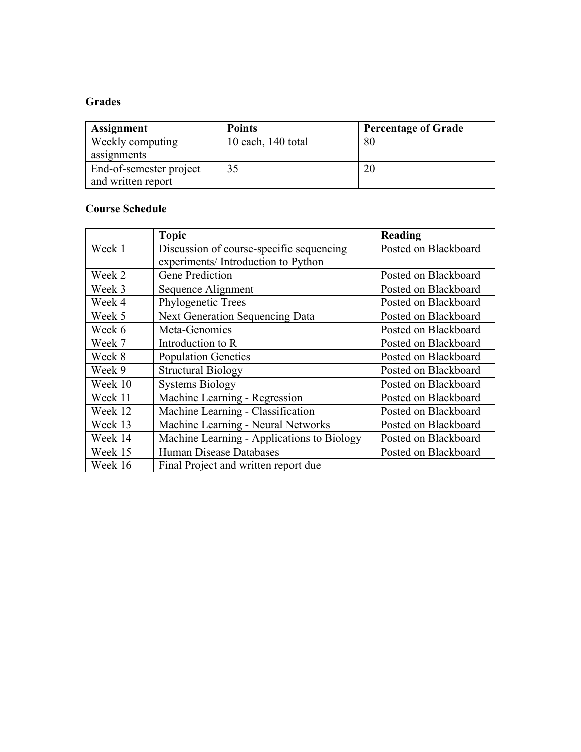### Grades

| Assignment | Points | Percentage of Grade |
|---|---|---|
| Weekly computing assignments | 10 each, 140 total | 80 |
| End-of-semester project and written report | 35 | 20 |

### Course Schedule

| | Topic | Reading |
|---|---|---|
| Week 1 | Discussion of course-specific sequencing experiments/ Introduction to Python | Posted on Blackboard |
| Week 2 | Gene Prediction | Posted on Blackboard |
| Week 3 | Sequence Alignment | Posted on Blackboard |
| Week 4 | Phylogenetic Trees | Posted on Blackboard |
| Week 5 | Next Generation Sequencing Data | Posted on Blackboard |
| Week 6 | Meta-Genomics | Posted on Blackboard |
| Week 7 | Introduction to R | Posted on Blackboard |
| Week 8 | Population Genetics | Posted on Blackboard |
| Week 9 | Structural Biology | Posted on Blackboard |
| Week 10 | Systems Biology | Posted on Blackboard |
| Week 11 | Machine Learning - Regression | Posted on Blackboard |
| Week 12 | Machine Learning - Classification | Posted on Blackboard |
| Week 13 | Machine Learning - Neural Networks | Posted on Blackboard |
| Week 14 | Machine Learning - Applications to Biology | Posted on Blackboard |
| Week 15 | Human Disease Databases | Posted on Blackboard |
| Week 16 | Final Project and written report due | |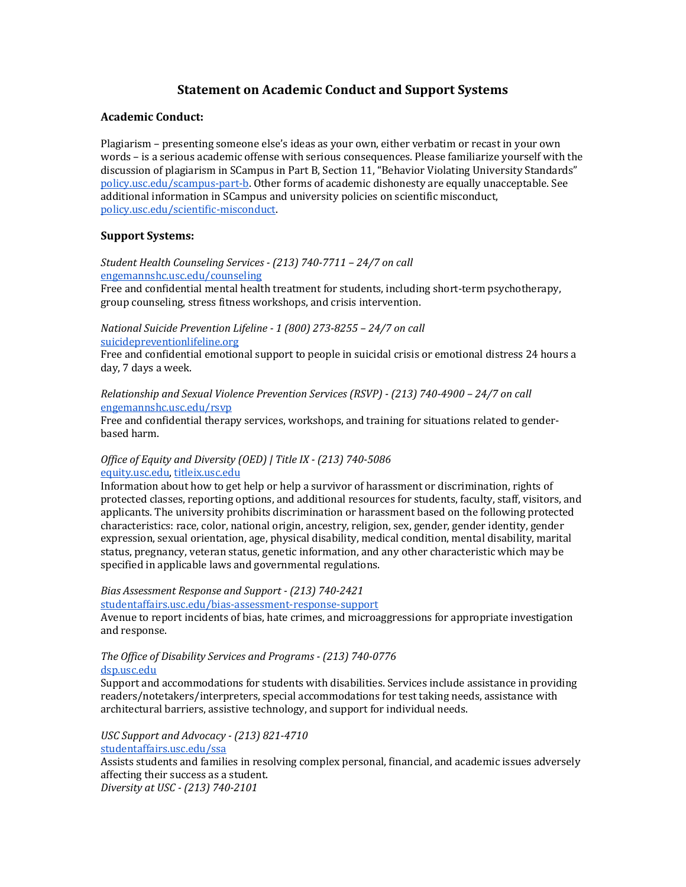# Statement on Academic Conduct and Support Systems

## Academic Conduct:

Plagiarism – presenting someone else's ideas as your own, either verbatim or recast in your own words – is a serious academic offense with serious consequences. Please familiarize yourself with the discussion of plagiarism in SCampus in Part B, Section 11, "Behavior Violating University Standards" policy.usc.edu/scampus-part-b. Other forms of academic dishonesty are equally unacceptable. See additional information in SCampus and university policies on scientific misconduct, policy.usc.edu/scientific-misconduct.

## Support Systems:

*Student Health Counseling Services - (213) 740-7711 – 24/7 on call*
engemannshc.usc.edu/counseling
Free and confidential mental health treatment for students, including short-term psychotherapy, group counseling, stress fitness workshops, and crisis intervention.

*National Suicide Prevention Lifeline - 1 (800) 273-8255 – 24/7 on call*
suicidepreventionlifeline.org
Free and confidential emotional support to people in suicidal crisis or emotional distress 24 hours a day, 7 days a week.

*Relationship and Sexual Violence Prevention Services (RSVP) - (213) 740-4900 – 24/7 on call*
engemannshc.usc.edu/rsvp
Free and confidential therapy services, workshops, and training for situations related to gender-based harm.

*Office of Equity and Diversity (OED) | Title IX - (213) 740-5086*
equity.usc.edu, titleix.usc.edu
Information about how to get help or help a survivor of harassment or discrimination, rights of protected classes, reporting options, and additional resources for students, faculty, staff, visitors, and applicants. The university prohibits discrimination or harassment based on the following protected characteristics: race, color, national origin, ancestry, religion, sex, gender, gender identity, gender expression, sexual orientation, age, physical disability, medical condition, mental disability, marital status, pregnancy, veteran status, genetic information, and any other characteristic which may be specified in applicable laws and governmental regulations.

*Bias Assessment Response and Support - (213) 740-2421*
studentaffairs.usc.edu/bias-assessment-response-support
Avenue to report incidents of bias, hate crimes, and microaggressions for appropriate investigation and response.

*The Office of Disability Services and Programs - (213) 740-0776*
dsp.usc.edu
Support and accommodations for students with disabilities. Services include assistance in providing readers/notetakers/interpreters, special accommodations for test taking needs, assistance with architectural barriers, assistive technology, and support for individual needs.

*USC Support and Advocacy - (213) 821-4710*
studentaffairs.usc.edu/ssa
Assists students and families in resolving complex personal, financial, and academic issues adversely affecting their success as a student.

*Diversity at USC - (213) 740-2101*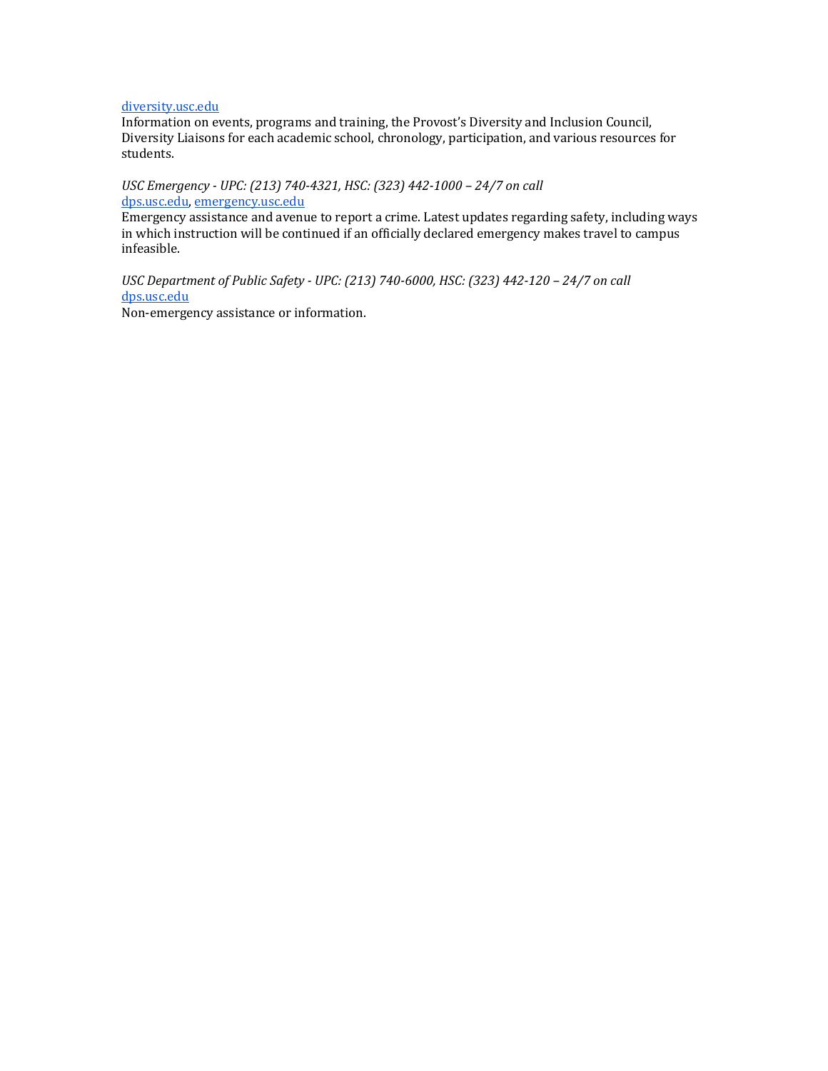[diversity.usc.edu](https://diversity.usc.edu)
Information on events, programs and training, the Provost's Diversity and Inclusion Council, Diversity Liaisons for each academic school, chronology, participation, and various resources for students.

*USC Emergency - UPC: (213) 740-4321, HSC: (323) 442-1000 – 24/7 on call*
[dps.usc.edu](https://dps.usc.edu), [emergency.usc.edu](https://emergency.usc.edu)
Emergency assistance and avenue to report a crime. Latest updates regarding safety, including ways in which instruction will be continued if an officially declared emergency makes travel to campus infeasible.

*USC Department of Public Safety - UPC: (213) 740-6000, HSC: (323) 442-120 – 24/7 on call*
[dps.usc.edu](https://dps.usc.edu)
Non-emergency assistance or information.